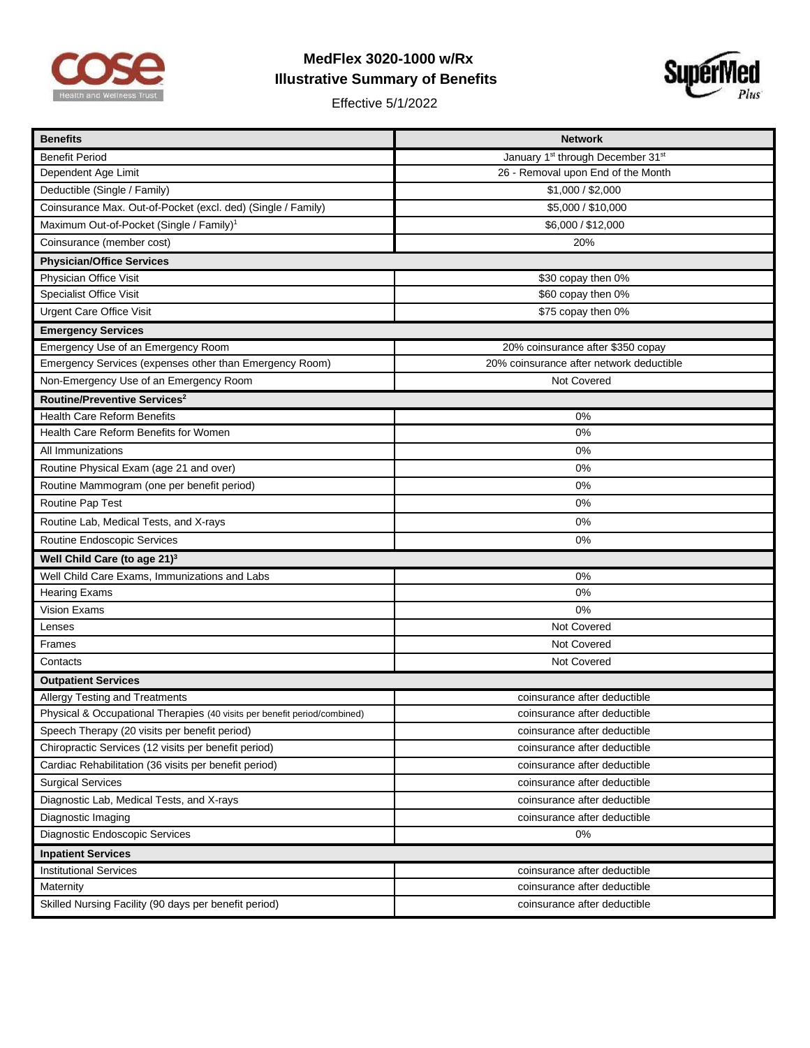# MedFlex 3020-1000 w/Rx

## Illustrative Summary of Benefits

Effective 5/1/2022

| Benefits | Network |
|---|---|
| Benefit Period | January 1st through December 31st |
| Dependent Age Limit | 26 - Removal upon End of the Month |
| Deductible (Single / Family) | $1,000 / $2,000 |
| Coinsurance Max. Out-of-Pocket (excl. ded) (Single / Family) | $5,000 / $10,000 |
| Maximum Out-of-Pocket (Single / Family)[1] | $6,000 / $12,000 |
| Coinsurance (member cost) | 20% |
| **Physician/Office Services** | |
| Physician Office Visit | $30 copay then 0% |
| Specialist Office Visit | $60 copay then 0% |
| Urgent Care Office Visit | $75 copay then 0% |
| **Emergency Services** | |
| Emergency Use of an Emergency Room | 20% coinsurance after $350 copay |
| Emergency Services (expenses other than Emergency Room) | 20% coinsurance after network deductible |
| Non-Emergency Use of an Emergency Room | Not Covered |
| **Routine/Preventive Services[2]** | |
| Health Care Reform Benefits | 0% |
| Health Care Reform Benefits for Women | 0% |
| All Immunizations | 0% |
| Routine Physical Exam (age 21 and over) | 0% |
| Routine Mammogram (one per benefit period) | 0% |
| Routine Pap Test | 0% |
| Routine Lab, Medical Tests, and X-rays | 0% |
| Routine Endoscopic Services | 0% |
| **Well Child Care (to age 21)[3]** | |
| Well Child Care Exams, Immunizations and Labs | 0% |
| Hearing Exams | 0% |
| Vision Exams | 0% |
| Lenses | Not Covered |
| Frames | Not Covered |
| Contacts | Not Covered |
| **Outpatient Services** | |
| Allergy Testing and Treatments | coinsurance after deductible |
| Physical & Occupational Therapies (40 visits per benefit period/combined) | coinsurance after deductible |
| Speech Therapy (20 visits per benefit period) | coinsurance after deductible |
| Chiropractic Services (12 visits per benefit period) | coinsurance after deductible |
| Cardiac Rehabilitation (36 visits per benefit period) | coinsurance after deductible |
| Surgical Services | coinsurance after deductible |
| Diagnostic Lab, Medical Tests, and X-rays | coinsurance after deductible |
| Diagnostic Imaging | coinsurance after deductible |
| Diagnostic Endoscopic Services | 0% |
| **Inpatient Services** | |
| Institutional Services | coinsurance after deductible |
| Maternity | coinsurance after deductible |
| Skilled Nursing Facility (90 days per benefit period) | coinsurance after deductible |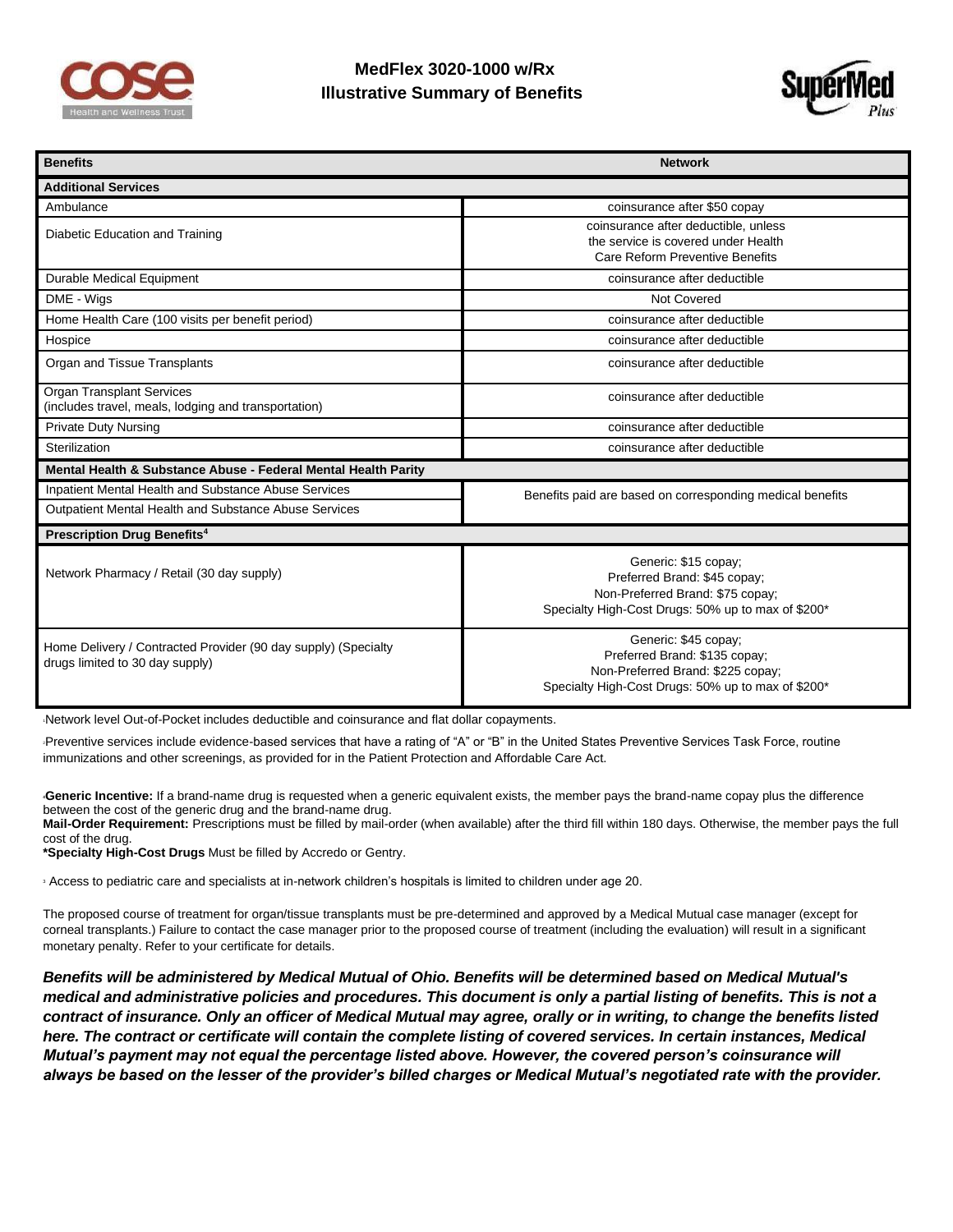# MedFlex 3020-1000 w/Rx
## Illustrative Summary of Benefits

| Benefits | Network |
|---|---|
| **Additional Services** | |
| Ambulance | coinsurance after $50 copay |
| Diabetic Education and Training | coinsurance after deductible, unless the service is covered under Health Care Reform Preventive Benefits |
| Durable Medical Equipment | coinsurance after deductible |
| DME - Wigs | Not Covered |
| Home Health Care (100 visits per benefit period) | coinsurance after deductible |
| Hospice | coinsurance after deductible |
| Organ and Tissue Transplants | coinsurance after deductible |
| Organ Transplant Services (includes travel, meals, lodging and transportation) | coinsurance after deductible |
| Private Duty Nursing | coinsurance after deductible |
| Sterilization | coinsurance after deductible |
| **Mental Health & Substance Abuse - Federal Mental Health Parity** | |
| Inpatient Mental Health and Substance Abuse Services | Benefits paid are based on corresponding medical benefits |
| Outpatient Mental Health and Substance Abuse Services | |
| **Prescription Drug Benefits[4]** | |
| Network Pharmacy / Retail (30 day supply) | Generic: $15 copay; Preferred Brand: $45 copay; Non-Preferred Brand: $75 copay; Specialty High-Cost Drugs: 50% up to max of $200* |
| Home Delivery / Contracted Provider (90 day supply) (Specialty drugs limited to 30 day supply) | Generic: $45 copay; Preferred Brand: $135 copay; Non-Preferred Brand: $225 copay; Specialty High-Cost Drugs: 50% up to max of $200* |

[1]Network level Out-of-Pocket includes deductible and coinsurance and flat dollar copayments.

[2]Preventive services include evidence-based services that have a rating of "A" or "B" in the United States Preventive Services Task Force, routine immunizations and other screenings, as provided for in the Patient Protection and Affordable Care Act.

[4]**Generic Incentive:** If a brand-name drug is requested when a generic equivalent exists, the member pays the brand-name copay plus the difference between the cost of the generic drug and the brand-name drug.
**Mail-Order Requirement:** Prescriptions must be filled by mail-order (when available) after the third fill within 180 days. Otherwise, the member pays the full cost of the drug.
***Specialty High-Cost Drugs** Must be filled by Accredo or Gentry.

[3] Access to pediatric care and specialists at in-network children's hospitals is limited to children under age 20.

The proposed course of treatment for organ/tissue transplants must be pre-determined and approved by a Medical Mutual case manager (except for corneal transplants.) Failure to contact the case manager prior to the proposed course of treatment (including the evaluation) will result in a significant monetary penalty. Refer to your certificate for details.

***Benefits will be administered by Medical Mutual of Ohio. Benefits will be determined based on Medical Mutual's medical and administrative policies and procedures. This document is only a partial listing of benefits. This is not a contract of insurance. Only an officer of Medical Mutual may agree, orally or in writing, to change the benefits listed here. The contract or certificate will contain the complete listing of covered services. In certain instances, Medical Mutual's payment may not equal the percentage listed above. However, the covered person's coinsurance will always be based on the lesser of the provider's billed charges or Medical Mutual's negotiated rate with the provider.***